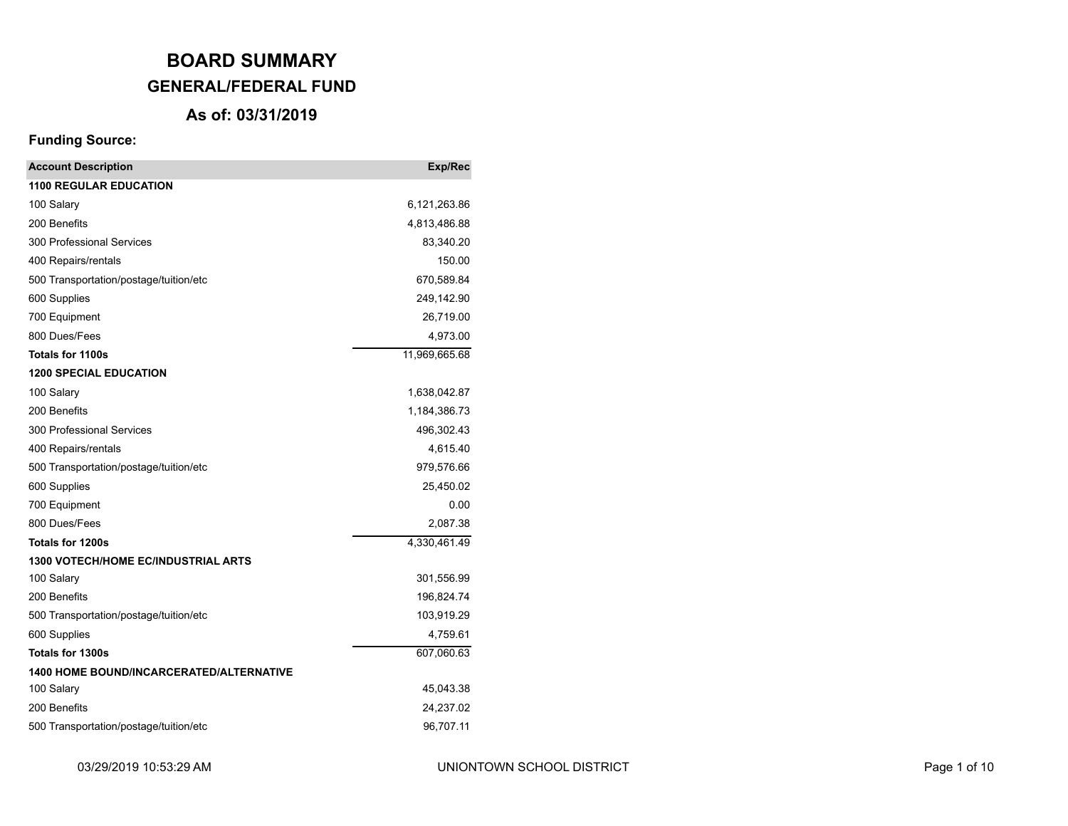# BOARD SUMMARY

## GENERAL/FEDERAL FUND

### As of: 03/31/2019

**Funding Source:**

| Account Description | Exp/Rec |
|---|---:|
| **1100 REGULAR EDUCATION** | |
| 100 Salary | 6,121,263.86 |
| 200 Benefits | 4,813,486.88 |
| 300 Professional Services | 83,340.20 |
| 400 Repairs/rentals | 150.00 |
| 500 Transportation/postage/tuition/etc | 670,589.84 |
| 600 Supplies | 249,142.90 |
| 700 Equipment | 26,719.00 |
| 800 Dues/Fees | 4,973.00 |
| **Totals for 1100s** | 11,969,665.68 |
| **1200 SPECIAL EDUCATION** | |
| 100 Salary | 1,638,042.87 |
| 200 Benefits | 1,184,386.73 |
| 300 Professional Services | 496,302.43 |
| 400 Repairs/rentals | 4,615.40 |
| 500 Transportation/postage/tuition/etc | 979,576.66 |
| 600 Supplies | 25,450.02 |
| 700 Equipment | 0.00 |
| 800 Dues/Fees | 2,087.38 |
| **Totals for 1200s** | 4,330,461.49 |
| **1300 VOTECH/HOME EC/INDUSTRIAL ARTS** | |
| 100 Salary | 301,556.99 |
| 200 Benefits | 196,824.74 |
| 500 Transportation/postage/tuition/etc | 103,919.29 |
| 600 Supplies | 4,759.61 |
| **Totals for 1300s** | 607,060.63 |
| **1400 HOME BOUND/INCARCERATED/ALTERNATIVE** | |
| 100 Salary | 45,043.38 |
| 200 Benefits | 24,237.02 |
| 500 Transportation/postage/tuition/etc | 96,707.11 |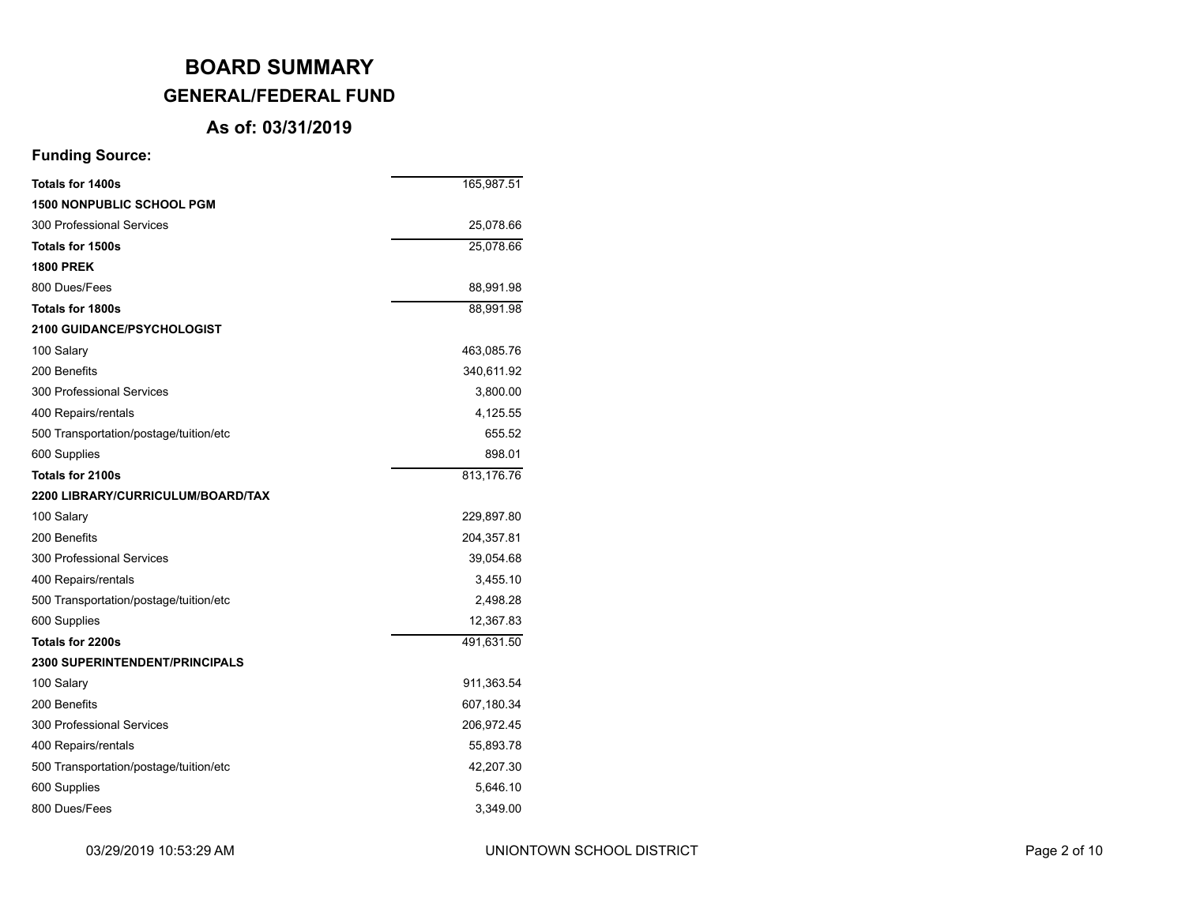# BOARD SUMMARY

## GENERAL/FEDERAL FUND

### As of: 03/31/2019

**Funding Source:**

| | |
|---|---:|
| **Totals for 1400s** | 165,987.51 |
| **1500 NONPUBLIC SCHOOL PGM** | |
| 300 Professional Services | 25,078.66 |
| **Totals for 1500s** | 25,078.66 |
| **1800 PREK** | |
| 800 Dues/Fees | 88,991.98 |
| **Totals for 1800s** | 88,991.98 |
| **2100 GUIDANCE/PSYCHOLOGIST** | |
| 100 Salary | 463,085.76 |
| 200 Benefits | 340,611.92 |
| 300 Professional Services | 3,800.00 |
| 400 Repairs/rentals | 4,125.55 |
| 500 Transportation/postage/tuition/etc | 655.52 |
| 600 Supplies | 898.01 |
| **Totals for 2100s** | 813,176.76 |
| **2200 LIBRARY/CURRICULUM/BOARD/TAX** | |
| 100 Salary | 229,897.80 |
| 200 Benefits | 204,357.81 |
| 300 Professional Services | 39,054.68 |
| 400 Repairs/rentals | 3,455.10 |
| 500 Transportation/postage/tuition/etc | 2,498.28 |
| 600 Supplies | 12,367.83 |
| **Totals for 2200s** | 491,631.50 |
| **2300 SUPERINTENDENT/PRINCIPALS** | |
| 100 Salary | 911,363.54 |
| 200 Benefits | 607,180.34 |
| 300 Professional Services | 206,972.45 |
| 400 Repairs/rentals | 55,893.78 |
| 500 Transportation/postage/tuition/etc | 42,207.30 |
| 600 Supplies | 5,646.10 |
| 800 Dues/Fees | 3,349.00 |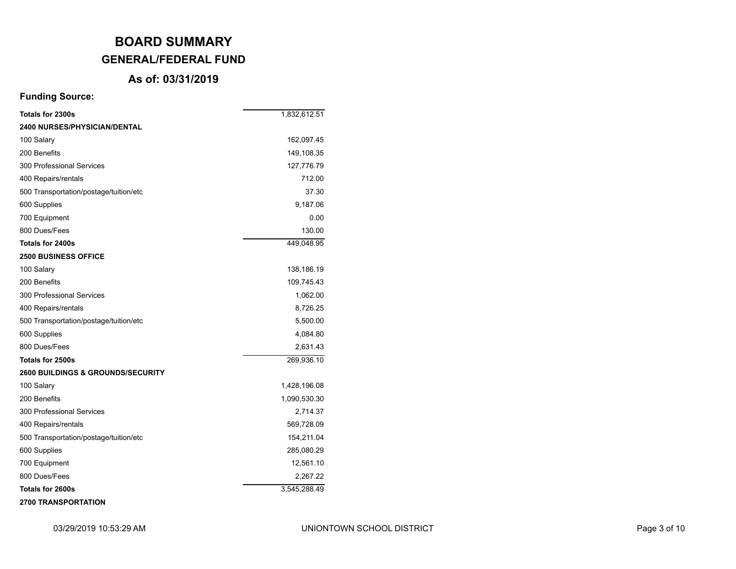# BOARD SUMMARY

## GENERAL/FEDERAL FUND

### As of: 03/31/2019

**Funding Source:**

| | |
|---|---:|
| **Totals for 2300s** | 1,832,612.51 |
| **2400 NURSES/PHYSICIAN/DENTAL** | |
| 100 Salary | 162,097.45 |
| 200 Benefits | 149,108.35 |
| 300 Professional Services | 127,776.79 |
| 400 Repairs/rentals | 712.00 |
| 500 Transportation/postage/tuition/etc | 37.30 |
| 600 Supplies | 9,187.06 |
| 700 Equipment | 0.00 |
| 800 Dues/Fees | 130.00 |
| **Totals for 2400s** | 449,048.95 |
| **2500 BUSINESS OFFICE** | |
| 100 Salary | 138,186.19 |
| 200 Benefits | 109,745.43 |
| 300 Professional Services | 1,062.00 |
| 400 Repairs/rentals | 8,726.25 |
| 500 Transportation/postage/tuition/etc | 5,500.00 |
| 600 Supplies | 4,084.80 |
| 800 Dues/Fees | 2,631.43 |
| **Totals for 2500s** | 269,936.10 |
| **2600 BUILDINGS & GROUNDS/SECURITY** | |
| 100 Salary | 1,428,196.08 |
| 200 Benefits | 1,090,530.30 |
| 300 Professional Services | 2,714.37 |
| 400 Repairs/rentals | 569,728.09 |
| 500 Transportation/postage/tuition/etc | 154,211.04 |
| 600 Supplies | 285,080.29 |
| 700 Equipment | 12,561.10 |
| 800 Dues/Fees | 2,267.22 |
| **Totals for 2600s** | 3,545,288.49 |
| **2700 TRANSPORTATION** | |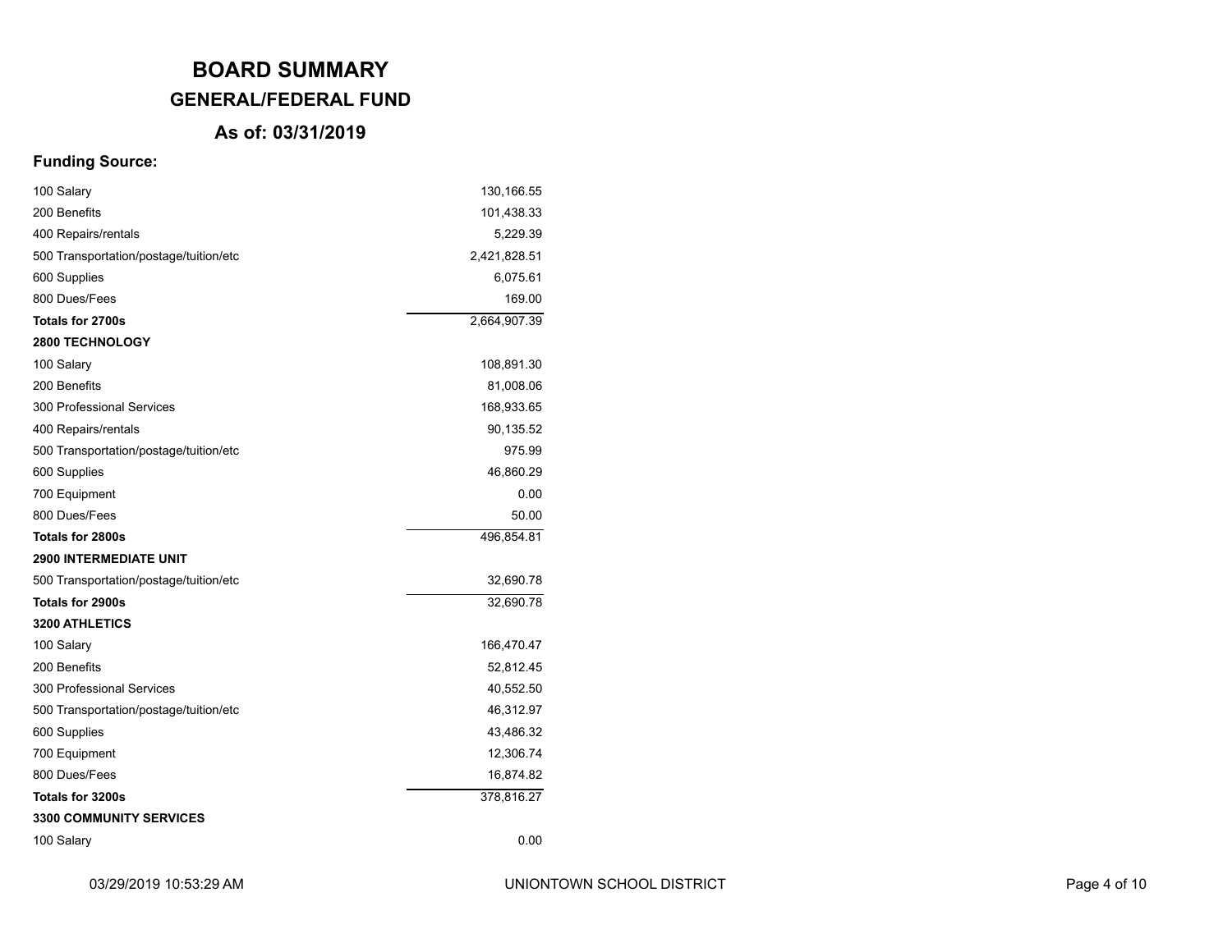# BOARD SUMMARY

## GENERAL/FEDERAL FUND

### As of: 03/31/2019

**Funding Source:**

| | |
|---|---:|
| 100 Salary | 130,166.55 |
| 200 Benefits | 101,438.33 |
| 400 Repairs/rentals | 5,229.39 |
| 500 Transportation/postage/tuition/etc | 2,421,828.51 |
| 600 Supplies | 6,075.61 |
| 800 Dues/Fees | 169.00 |
| **Totals for 2700s** | 2,664,907.39 |
| **2800 TECHNOLOGY** | |
| 100 Salary | 108,891.30 |
| 200 Benefits | 81,008.06 |
| 300 Professional Services | 168,933.65 |
| 400 Repairs/rentals | 90,135.52 |
| 500 Transportation/postage/tuition/etc | 975.99 |
| 600 Supplies | 46,860.29 |
| 700 Equipment | 0.00 |
| 800 Dues/Fees | 50.00 |
| **Totals for 2800s** | 496,854.81 |
| **2900 INTERMEDIATE UNIT** | |
| 500 Transportation/postage/tuition/etc | 32,690.78 |
| **Totals for 2900s** | 32,690.78 |
| **3200 ATHLETICS** | |
| 100 Salary | 166,470.47 |
| 200 Benefits | 52,812.45 |
| 300 Professional Services | 40,552.50 |
| 500 Transportation/postage/tuition/etc | 46,312.97 |
| 600 Supplies | 43,486.32 |
| 700 Equipment | 12,306.74 |
| 800 Dues/Fees | 16,874.82 |
| **Totals for 3200s** | 378,816.27 |
| **3300 COMMUNITY SERVICES** | |
| 100 Salary | 0.00 |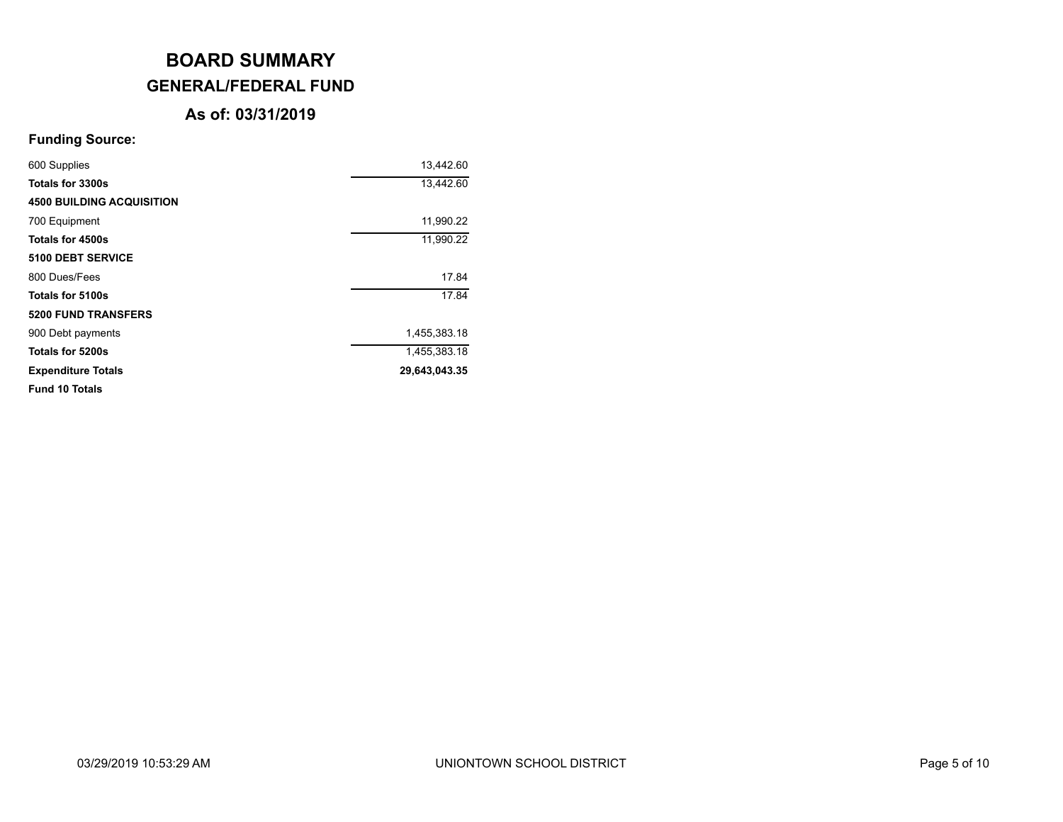# BOARD SUMMARY

## GENERAL/FEDERAL FUND

### As of: 03/31/2019

**Funding Source:**

| | |
|---|---|
| 600 Supplies | 13,442.60 |
| **Totals for 3300s** | 13,442.60 |
| **4500 BUILDING ACQUISITION** | |
| 700 Equipment | 11,990.22 |
| **Totals for 4500s** | 11,990.22 |
| **5100 DEBT SERVICE** | |
| 800 Dues/Fees | 17.84 |
| **Totals for 5100s** | 17.84 |
| **5200 FUND TRANSFERS** | |
| 900 Debt payments | 1,455,383.18 |
| **Totals for 5200s** | 1,455,383.18 |
| **Expenditure Totals** | **29,643,043.35** |
| **Fund 10 Totals** | |